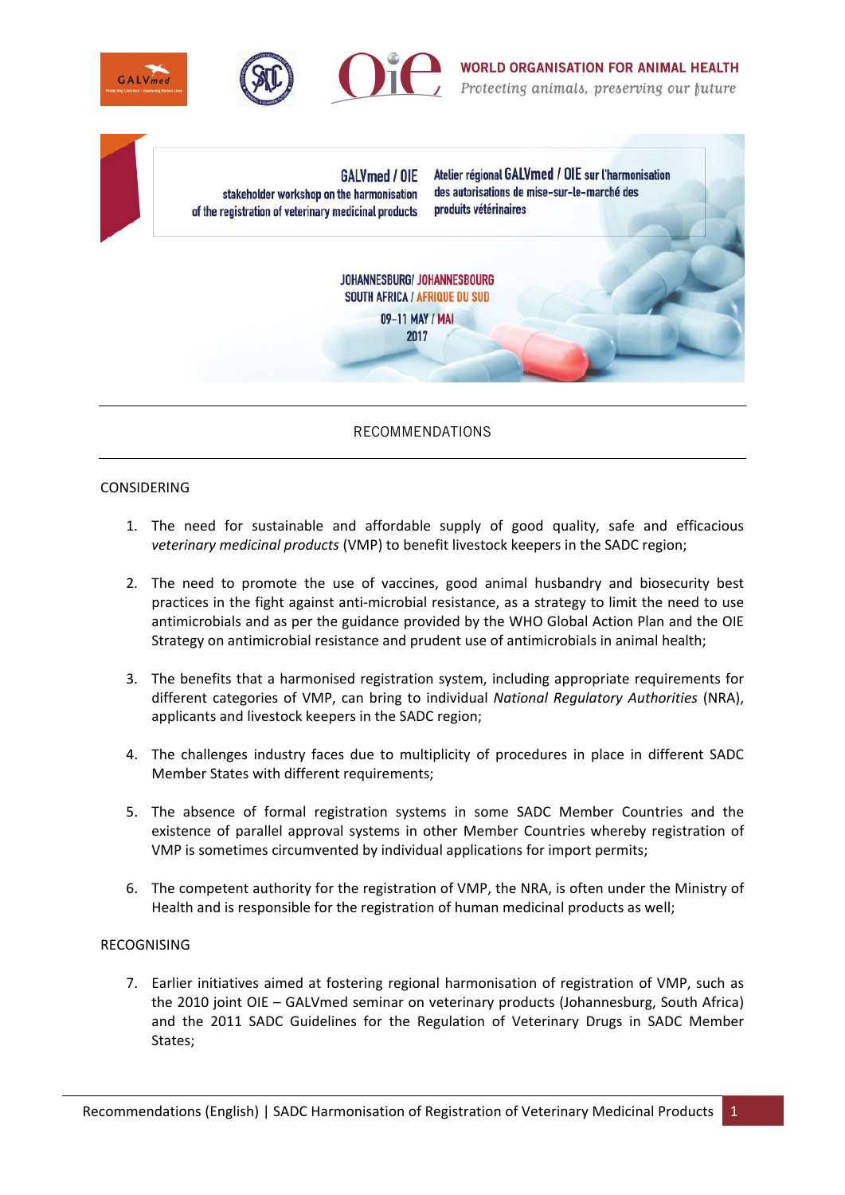WORLD ORGANISATION FOR ANIMAL HEALTH
*Protecting animals, preserving our future*

**GALVmed / OIE**
stakeholder workshop on the harmonisation of the registration of veterinary medicinal products

**Atelier régional GALVmed / OIE** sur l'harmonisation des autorisations de mise-sur-le-marché des produits vétérinaires

JOHANNESBURG/ JOHANNESBOURG
SOUTH AFRICA / AFRIQUE DU SUD
09–11 MAY / MAI
2017

# RECOMMENDATIONS

CONSIDERING

1. The need for sustainable and affordable supply of good quality, safe and efficacious *veterinary medicinal products* (VMP) to benefit livestock keepers in the SADC region;

2. The need to promote the use of vaccines, good animal husbandry and biosecurity best practices in the fight against anti-microbial resistance, as a strategy to limit the need to use antimicrobials and as per the guidance provided by the WHO Global Action Plan and the OIE Strategy on antimicrobial resistance and prudent use of antimicrobials in animal health;

3. The benefits that a harmonised registration system, including appropriate requirements for different categories of VMP, can bring to individual *National Regulatory Authorities* (NRA), applicants and livestock keepers in the SADC region;

4. The challenges industry faces due to multiplicity of procedures in place in different SADC Member States with different requirements;

5. The absence of formal registration systems in some SADC Member Countries and the existence of parallel approval systems in other Member Countries whereby registration of VMP is sometimes circumvented by individual applications for import permits;

6. The competent authority for the registration of VMP, the NRA, is often under the Ministry of Health and is responsible for the registration of human medicinal products as well;

RECOGNISING

7. Earlier initiatives aimed at fostering regional harmonisation of registration of VMP, such as the 2010 joint OIE – GALVmed seminar on veterinary products (Johannesburg, South Africa) and the 2011 SADC Guidelines for the Regulation of Veterinary Drugs in SADC Member States;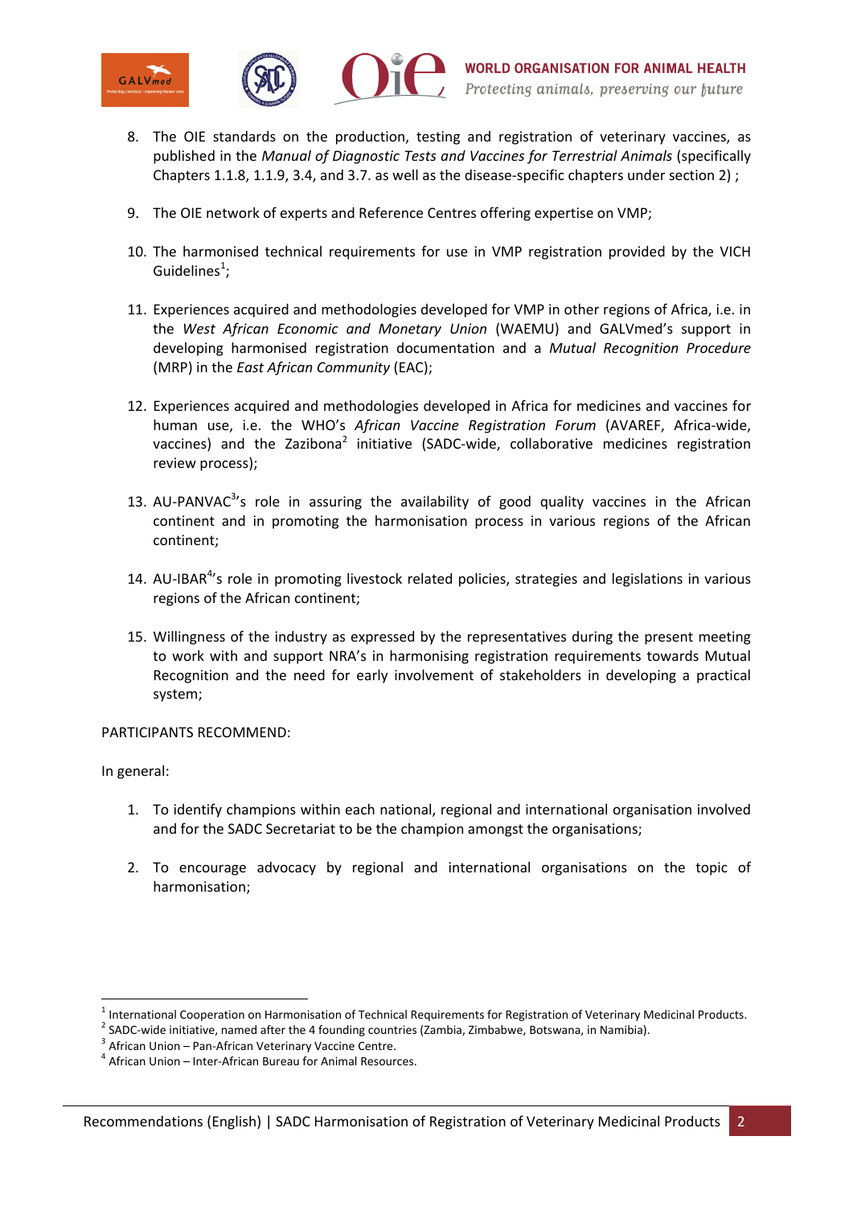8. The OIE standards on the production, testing and registration of veterinary vaccines, as published in the *Manual of Diagnostic Tests and Vaccines for Terrestrial Animals* (specifically Chapters 1.1.8, 1.1.9, 3.4, and 3.7. as well as the disease-specific chapters under section 2) ;

9. The OIE network of experts and Reference Centres offering expertise on VMP;

10. The harmonised technical requirements for use in VMP registration provided by the VICH Guidelines[1];

11. Experiences acquired and methodologies developed for VMP in other regions of Africa, i.e. in the *West African Economic and Monetary Union* (WAEMU) and GALVmed's support in developing harmonised registration documentation and a *Mutual Recognition Procedure* (MRP) in the *East African Community* (EAC);

12. Experiences acquired and methodologies developed in Africa for medicines and vaccines for human use, i.e. the WHO's *African Vaccine Registration Forum* (AVAREF, Africa-wide, vaccines) and the Zazibona[2] initiative (SADC-wide, collaborative medicines registration review process);

13. AU-PANVAC[3]'s role in assuring the availability of good quality vaccines in the African continent and in promoting the harmonisation process in various regions of the African continent;

14. AU-IBAR[4]'s role in promoting livestock related policies, strategies and legislations in various regions of the African continent;

15. Willingness of the industry as expressed by the representatives during the present meeting to work with and support NRA's in harmonising registration requirements towards Mutual Recognition and the need for early involvement of stakeholders in developing a practical system;

PARTICIPANTS RECOMMEND:

In general:

1. To identify champions within each national, regional and international organisation involved and for the SADC Secretariat to be the champion amongst the organisations;

2. To encourage advocacy by regional and international organisations on the topic of harmonisation;

---

[1] International Cooperation on Harmonisation of Technical Requirements for Registration of Veterinary Medicinal Products.
[2] SADC-wide initiative, named after the 4 founding countries (Zambia, Zimbabwe, Botswana, in Namibia).
[3] African Union – Pan-African Veterinary Vaccine Centre.
[4] African Union – Inter-African Bureau for Animal Resources.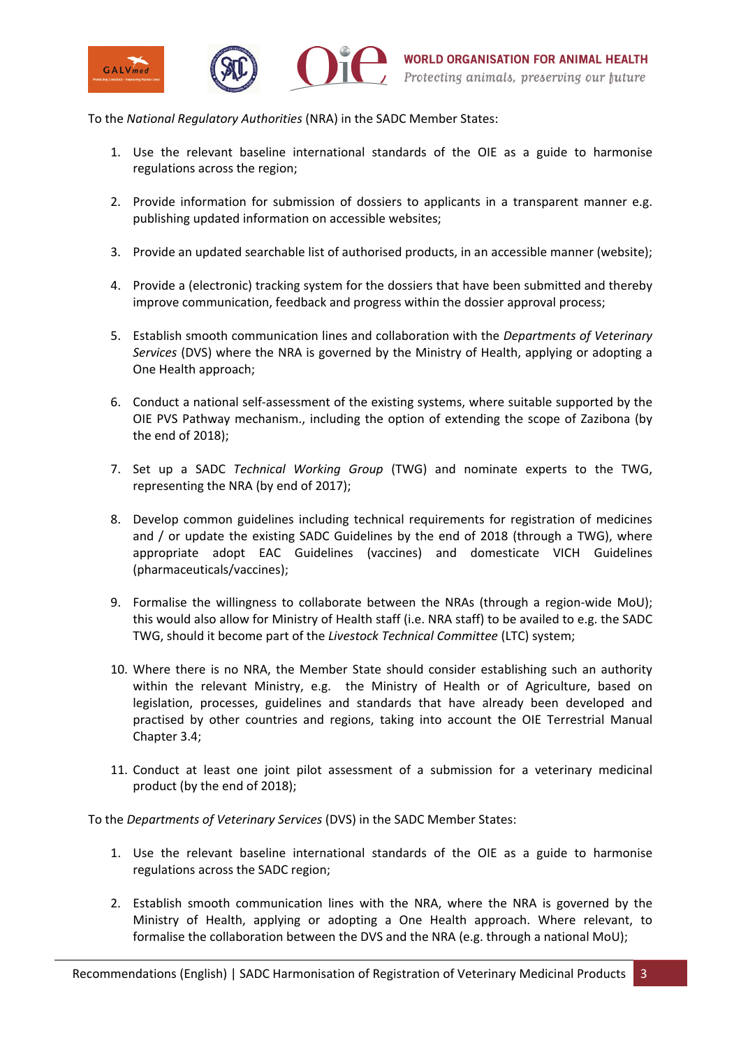To the *National Regulatory Authorities* (NRA) in the SADC Member States:

1. Use the relevant baseline international standards of the OIE as a guide to harmonise regulations across the region;

2. Provide information for submission of dossiers to applicants in a transparent manner e.g. publishing updated information on accessible websites;

3. Provide an updated searchable list of authorised products, in an accessible manner (website);

4. Provide a (electronic) tracking system for the dossiers that have been submitted and thereby improve communication, feedback and progress within the dossier approval process;

5. Establish smooth communication lines and collaboration with the *Departments of Veterinary Services* (DVS) where the NRA is governed by the Ministry of Health, applying or adopting a One Health approach;

6. Conduct a national self-assessment of the existing systems, where suitable supported by the OIE PVS Pathway mechanism., including the option of extending the scope of Zazibona (by the end of 2018);

7. Set up a SADC *Technical Working Group* (TWG) and nominate experts to the TWG, representing the NRA (by end of 2017);

8. Develop common guidelines including technical requirements for registration of medicines and / or update the existing SADC Guidelines by the end of 2018 (through a TWG), where appropriate adopt EAC Guidelines (vaccines) and domesticate VICH Guidelines (pharmaceuticals/vaccines);

9. Formalise the willingness to collaborate between the NRAs (through a region-wide MoU); this would also allow for Ministry of Health staff (i.e. NRA staff) to be availed to e.g. the SADC TWG, should it become part of the *Livestock Technical Committee* (LTC) system;

10. Where there is no NRA, the Member State should consider establishing such an authority within the relevant Ministry, e.g. the Ministry of Health or of Agriculture, based on legislation, processes, guidelines and standards that have already been developed and practised by other countries and regions, taking into account the OIE Terrestrial Manual Chapter 3.4;

11. Conduct at least one joint pilot assessment of a submission for a veterinary medicinal product (by the end of 2018);

To the *Departments of Veterinary Services* (DVS) in the SADC Member States:

1. Use the relevant baseline international standards of the OIE as a guide to harmonise regulations across the SADC region;

2. Establish smooth communication lines with the NRA, where the NRA is governed by the Ministry of Health, applying or adopting a One Health approach. Where relevant, to formalise the collaboration between the DVS and the NRA (e.g. through a national MoU);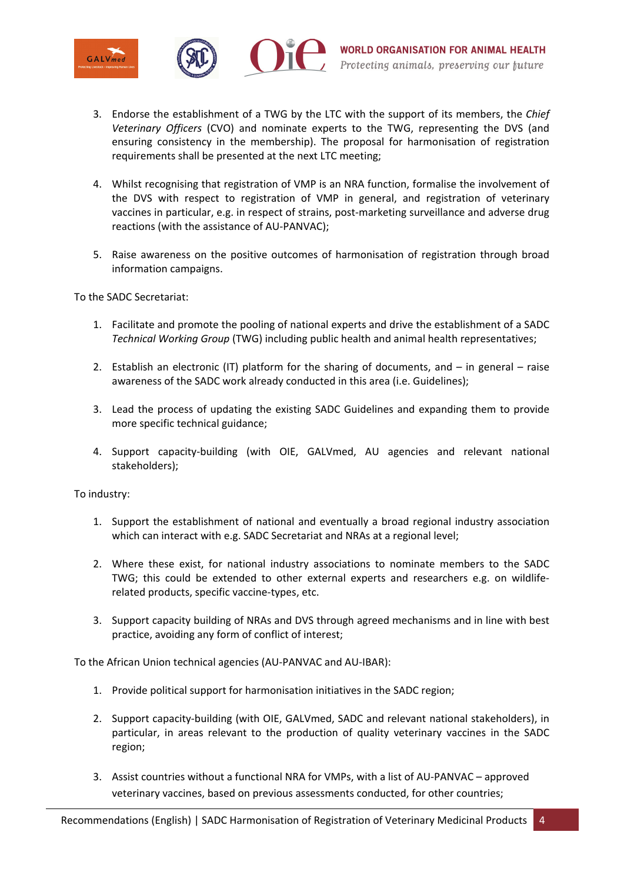3. Endorse the establishment of a TWG by the LTC with the support of its members, the *Chief Veterinary Officers* (CVO) and nominate experts to the TWG, representing the DVS (and ensuring consistency in the membership). The proposal for harmonisation of registration requirements shall be presented at the next LTC meeting;

4. Whilst recognising that registration of VMP is an NRA function, formalise the involvement of the DVS with respect to registration of VMP in general, and registration of veterinary vaccines in particular, e.g. in respect of strains, post-marketing surveillance and adverse drug reactions (with the assistance of AU-PANVAC);

5. Raise awareness on the positive outcomes of harmonisation of registration through broad information campaigns.

To the SADC Secretariat:

1. Facilitate and promote the pooling of national experts and drive the establishment of a SADC *Technical Working Group* (TWG) including public health and animal health representatives;

2. Establish an electronic (IT) platform for the sharing of documents, and – in general – raise awareness of the SADC work already conducted in this area (i.e. Guidelines);

3. Lead the process of updating the existing SADC Guidelines and expanding them to provide more specific technical guidance;

4. Support capacity-building (with OIE, GALVmed, AU agencies and relevant national stakeholders);

To industry:

1. Support the establishment of national and eventually a broad regional industry association which can interact with e.g. SADC Secretariat and NRAs at a regional level;

2. Where these exist, for national industry associations to nominate members to the SADC TWG; this could be extended to other external experts and researchers e.g. on wildlife-related products, specific vaccine-types, etc.

3. Support capacity building of NRAs and DVS through agreed mechanisms and in line with best practice, avoiding any form of conflict of interest;

To the African Union technical agencies (AU-PANVAC and AU-IBAR):

1. Provide political support for harmonisation initiatives in the SADC region;

2. Support capacity-building (with OIE, GALVmed, SADC and relevant national stakeholders), in particular, in areas relevant to the production of quality veterinary vaccines in the SADC region;

3. Assist countries without a functional NRA for VMPs, with a list of AU-PANVAC – approved veterinary vaccines, based on previous assessments conducted, for other countries;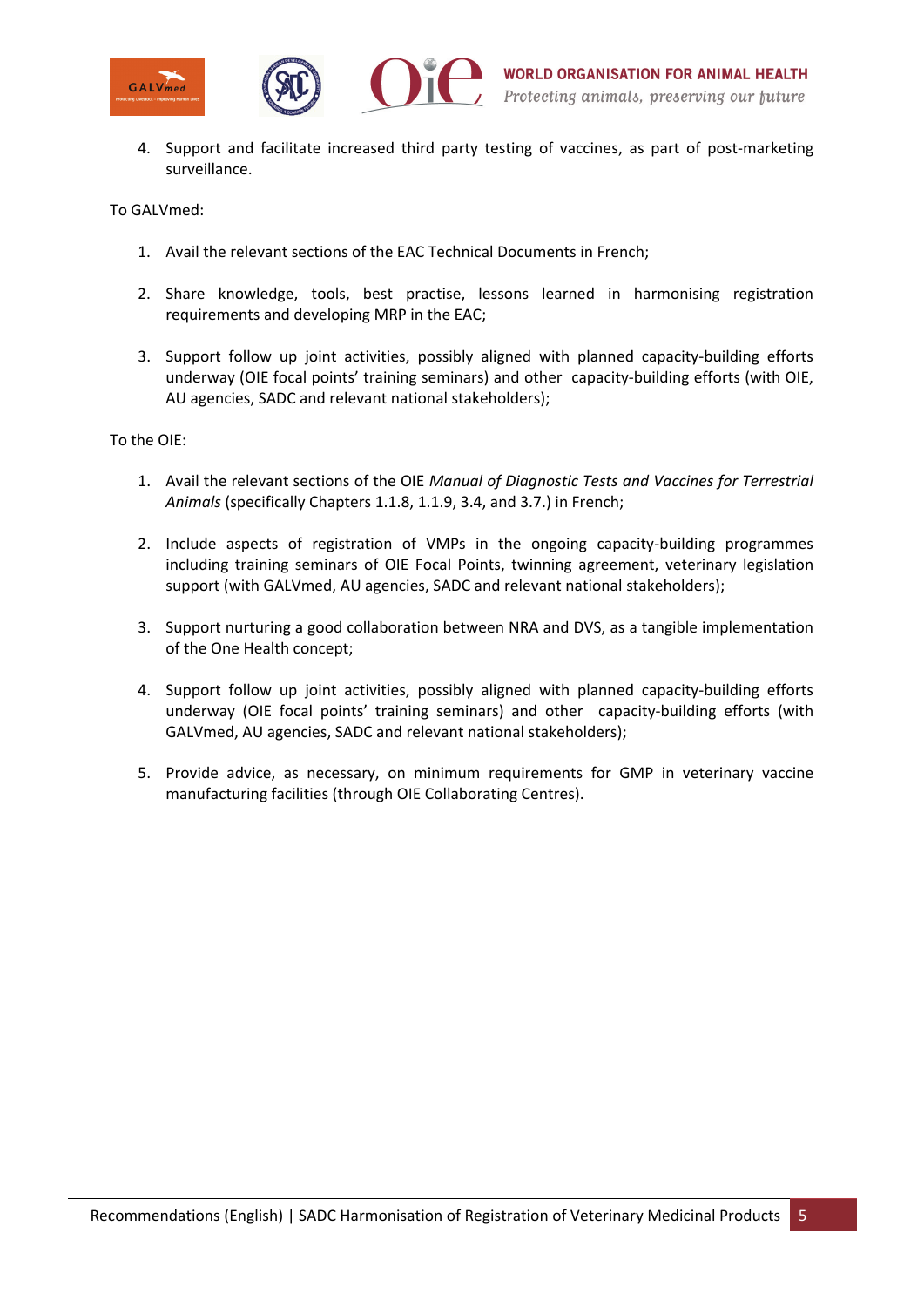4. Support and facilitate increased third party testing of vaccines, as part of post-marketing surveillance.

To GALVmed:

1. Avail the relevant sections of the EAC Technical Documents in French;

2. Share knowledge, tools, best practise, lessons learned in harmonising registration requirements and developing MRP in the EAC;

3. Support follow up joint activities, possibly aligned with planned capacity-building efforts underway (OIE focal points' training seminars) and other capacity-building efforts (with OIE, AU agencies, SADC and relevant national stakeholders);

To the OIE:

1. Avail the relevant sections of the OIE *Manual of Diagnostic Tests and Vaccines for Terrestrial Animals* (specifically Chapters 1.1.8, 1.1.9, 3.4, and 3.7.) in French;

2. Include aspects of registration of VMPs in the ongoing capacity-building programmes including training seminars of OIE Focal Points, twinning agreement, veterinary legislation support (with GALVmed, AU agencies, SADC and relevant national stakeholders);

3. Support nurturing a good collaboration between NRA and DVS, as a tangible implementation of the One Health concept;

4. Support follow up joint activities, possibly aligned with planned capacity-building efforts underway (OIE focal points' training seminars) and other capacity-building efforts (with GALVmed, AU agencies, SADC and relevant national stakeholders);

5. Provide advice, as necessary, on minimum requirements for GMP in veterinary vaccine manufacturing facilities (through OIE Collaborating Centres).